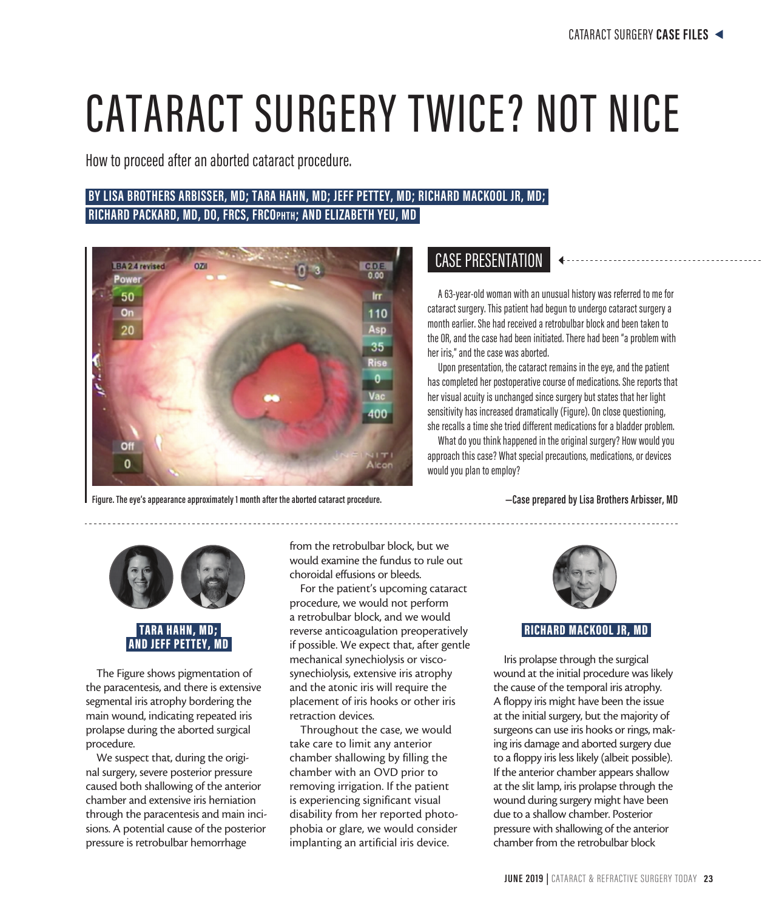# CATARACT SURGERY TWICE? NOT NICE

How to proceed after an aborted cataract procedure.

**BY LISA BROTHERS ARBISSER, MD; TARA HAHN, MD; JEFF PETTEY, MD; RICHARD MACKOOL JR, MD; RICHARD PACKARD, MD, DO, FRCS, FRCOPHTH; AND ELIZABETH YEU, MD**

Figure. The eye's appearance approximately 1 month after the aborted cataract procedure.

## CASE PRESENTATION

A 63-year-old woman with an unusual history was referred to me for cataract surgery. This patient had begun to undergo cataract surgery a month earlier. She had received a retrobulbar block and been taken to the OR, and the case had been initiated. There had been "a problem with her iris," and the case was aborted.

Upon presentation, the cataract remains in the eye, and the patient has completed her postoperative course of medications. She reports that her visual acuity is unchanged since surgery but states that her light sensitivity has increased dramatically (Figure). On close questioning, she recalls a time she tried different medications for a bladder problem.

What do you think happened in the original surgery? How would you approach this case? What special precautions, medications, or devices would you plan to employ?

—Case prepared by Lisa Brothers Arbisser, MD

### TARA HAHN, MD; AND JEFF PETTEY, MD

The Figure shows pigmentation of the paracentesis, and there is extensive segmental iris atrophy bordering the main wound, indicating repeated iris prolapse during the aborted surgical procedure.

We suspect that, during the original surgery, severe posterior pressure caused both shallowing of the anterior chamber and extensive iris herniation through the paracentesis and main incisions. A potential cause of the posterior pressure is retrobulbar hemorrhage from the retrobulbar block, but we would examine the fundus to rule out choroidal effusions or bleeds.

For the patient's upcoming cataract procedure, we would not perform a retrobulbar block, and we would reverse anticoagulation preoperatively if possible. We expect that, after gentle mechanical synechiolysis or viscosynechiolysis, extensive iris atrophy and the atonic iris will require the placement of iris hooks or other iris retraction devices.

Throughout the case, we would take care to limit any anterior chamber shallowing by filling the chamber with an OVD prior to removing irrigation. If the patient is experiencing significant visual disability from her reported photophobia or glare, we would consider implanting an artificial iris device.

### RICHARD MACKOOL JR, MD

Iris prolapse through the surgical wound at the initial procedure was likely the cause of the temporal iris atrophy. A floppy iris might have been the issue at the initial surgery, but the majority of surgeons can use iris hooks or rings, making iris damage and aborted surgery due to a floppy iris less likely (albeit possible). If the anterior chamber appears shallow at the slit lamp, iris prolapse through the wound during surgery might have been due to a shallow chamber. Posterior pressure with shallowing of the anterior chamber from the retrobulbar block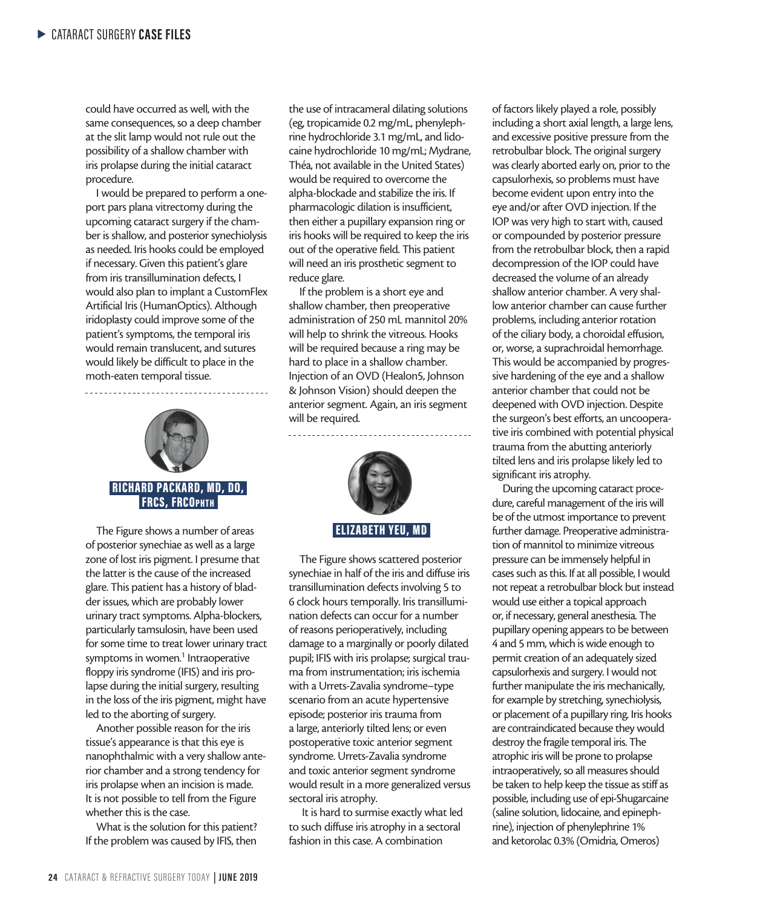could have occurred as well, with the same consequences, so a deep chamber at the slit lamp would not rule out the possibility of a shallow chamber with iris prolapse during the initial cataract procedure.

I would be prepared to perform a one-port pars plana vitrectomy during the upcoming cataract surgery if the chamber is shallow, and posterior synechiolysis as needed. Iris hooks could be employed if necessary. Given this patient's glare from iris transillumination defects, I would also plan to implant a CustomFlex Artificial Iris (HumanOptics). Although iridoplasty could improve some of the patient's symptoms, the temporal iris would remain translucent, and sutures would likely be difficult to place in the moth-eaten temporal tissue.

## RICHARD PACKARD, MD, DO, FRCS, FRCOPHTH

The Figure shows a number of areas of posterior synechiae as well as a large zone of lost iris pigment. I presume that the latter is the cause of the increased glare. This patient has a history of bladder issues, which are probably lower urinary tract symptoms. Alpha-blockers, particularly tamsulosin, have been used for some time to treat lower urinary tract symptoms in women.[1] Intraoperative floppy iris syndrome (IFIS) and iris prolapse during the initial surgery, resulting in the loss of the iris pigment, might have led to the aborting of surgery.

Another possible reason for the iris tissue's appearance is that this eye is nanophthalmic with a very shallow anterior chamber and a strong tendency for iris prolapse when an incision is made. It is not possible to tell from the Figure whether this is the case.

What is the solution for this patient? If the problem was caused by IFIS, then the use of intracameral dilating solutions (eg, tropicamide 0.2 mg/mL, phenylephrine hydrochloride 3.1 mg/mL, and lidocaine hydrochloride 10 mg/mL; Mydrane, Théa, not available in the United States) would be required to overcome the alpha-blockade and stabilize the iris. If pharmacologic dilation is insufficient, then either a pupillary expansion ring or iris hooks will be required to keep the iris out of the operative field. This patient will need an iris prosthetic segment to reduce glare.

If the problem is a short eye and shallow chamber, then preoperative administration of 250 mL mannitol 20% will help to shrink the vitreous. Hooks will be required because a ring may be hard to place in a shallow chamber. Injection of an OVD (Healon5, Johnson & Johnson Vision) should deepen the anterior segment. Again, an iris segment will be required.

## ELIZABETH YEU, MD

The Figure shows scattered posterior synechiae in half of the iris and diffuse iris transillumination defects involving 5 to 6 clock hours temporally. Iris transillumination defects can occur for a number of reasons perioperatively, including damage to a marginally or poorly dilated pupil; IFIS with iris prolapse; surgical trauma from instrumentation; iris ischemia with a Urrets-Zavalia syndrome–type scenario from an acute hypertensive episode; posterior iris trauma from a large, anteriorly tilted lens; or even postoperative toxic anterior segment syndrome. Urrets-Zavalia syndrome and toxic anterior segment syndrome would result in a more generalized versus sectoral iris atrophy.

It is hard to surmise exactly what led to such diffuse iris atrophy in a sectoral fashion in this case. A combination of factors likely played a role, possibly including a short axial length, a large lens, and excessive positive pressure from the retrobulbar block. The original surgery was clearly aborted early on, prior to the capsulorhexis, so problems must have become evident upon entry into the eye and/or after OVD injection. If the IOP was very high to start with, caused or compounded by posterior pressure from the retrobulbar block, then a rapid decompression of the IOP could have decreased the volume of an already shallow anterior chamber. A very shallow anterior chamber can cause further problems, including anterior rotation of the ciliary body, a choroidal effusion, or, worse, a suprachroidal hemorrhage. This would be accompanied by progressive hardening of the eye and a shallow anterior chamber that could not be deepened with OVD injection. Despite the surgeon's best efforts, an uncooperative iris combined with potential physical trauma from the abutting anteriorly tilted lens and iris prolapse likely led to significant iris atrophy.

During the upcoming cataract procedure, careful management of the iris will be of the utmost importance to prevent further damage. Preoperative administration of mannitol to minimize vitreous pressure can be immensely helpful in cases such as this. If at all possible, I would not repeat a retrobulbar block but instead would use either a topical approach or, if necessary, general anesthesia. The pupillary opening appears to be between 4 and 5 mm, which is wide enough to permit creation of an adequately sized capsulorhexis and surgery. I would not further manipulate the iris mechanically, for example by stretching, synechiolysis, or placement of a pupillary ring. Iris hooks are contraindicated because they would destroy the fragile temporal iris. The atrophic iris will be prone to prolapse intraoperatively, so all measures should be taken to help keep the tissue as stiff as possible, including use of epi-Shugarcaine (saline solution, lidocaine, and epinephrine), injection of phenylephrine 1% and ketorolac 0.3% (Omidria, Omeros)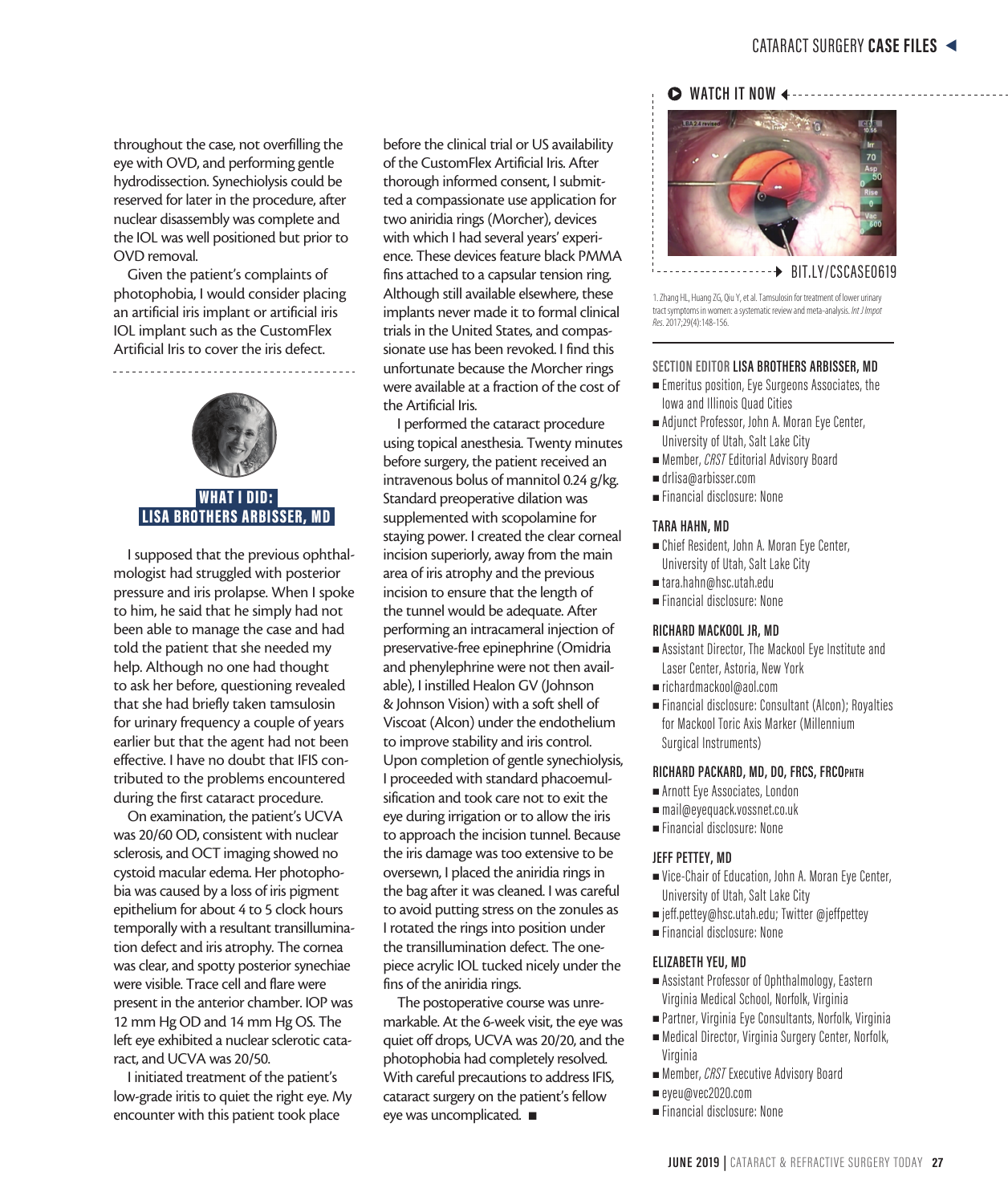throughout the case, not overfilling the eye with OVD, and performing gentle hydrodissection. Synechiolysis could be reserved for later in the procedure, after nuclear disassembly was complete and the IOL was well positioned but prior to OVD removal.

Given the patient's complaints of photophobia, I would consider placing an artificial iris implant or artificial iris IOL implant such as the CustomFlex Artificial Iris to cover the iris defect.

## WHAT I DID: LISA BROTHERS ARBISSER, MD

I supposed that the previous ophthalmologist had struggled with posterior pressure and iris prolapse. When I spoke to him, he said that he simply had not been able to manage the case and had told the patient that she needed my help. Although no one had thought to ask her before, questioning revealed that she had briefly taken tamsulosin for urinary frequency a couple of years earlier but that the agent had not been effective. I have no doubt that IFIS contributed to the problems encountered during the first cataract procedure.

On examination, the patient's UCVA was 20/60 OD, consistent with nuclear sclerosis, and OCT imaging showed no cystoid macular edema. Her photophobia was caused by a loss of iris pigment epithelium for about 4 to 5 clock hours temporally with a resultant transillumination defect and iris atrophy. The cornea was clear, and spotty posterior synechiae were visible. Trace cell and flare were present in the anterior chamber. IOP was 12 mm Hg OD and 14 mm Hg OS. The left eye exhibited a nuclear sclerotic cataract, and UCVA was 20/50.

I initiated treatment of the patient's low-grade iritis to quiet the right eye. My encounter with this patient took place before the clinical trial or US availability of the CustomFlex Artificial Iris. After thorough informed consent, I submitted a compassionate use application for two aniridia rings (Morcher), devices with which I had several years' experience. These devices feature black PMMA fins attached to a capsular tension ring. Although still available elsewhere, these implants never made it to formal clinical trials in the United States, and compassionate use has been revoked. I find this unfortunate because the Morcher rings were available at a fraction of the cost of the Artificial Iris.

I performed the cataract procedure using topical anesthesia. Twenty minutes before surgery, the patient received an intravenous bolus of mannitol 0.24 g/kg. Standard preoperative dilation was supplemented with scopolamine for staying power. I created the clear corneal incision superiorly, away from the main area of iris atrophy and the previous incision to ensure that the length of the tunnel would be adequate. After performing an intracameral injection of preservative-free epinephrine (Omidria and phenylephrine were not then available), I instilled Healon GV (Johnson & Johnson Vision) with a soft shell of Viscoat (Alcon) under the endothelium to improve stability and iris control. Upon completion of gentle synechiolysis, I proceeded with standard phacoemulsification and took care not to exit the eye during irrigation or to allow the iris to approach the incision tunnel. Because the iris damage was too extensive to be oversewn, I placed the aniridia rings in the bag after it was cleaned. I was careful to avoid putting stress on the zonules as I rotated the rings into position under the transillumination defect. The one-piece acrylic IOL tucked nicely under the fins of the aniridia rings.

The postoperative course was unremarkable. At the 6-week visit, the eye was quiet off drops, UCVA was 20/20, and the photophobia had completely resolved. With careful precautions to address IFIS, cataract surgery on the patient's fellow eye was uncomplicated. ■

**WATCH IT NOW**

BIT.LY/CSCASE0619

1. Zhang HL, Huang ZG, Qiu Y, et al. Tamsulosin for treatment of lower urinary tract symptoms in women: a systematic review and meta-analysis. *Int J Impot Res*. 2017;29(4):148-156.

---

**SECTION EDITOR LISA BROTHERS ARBISSER, MD**
- Emeritus position, Eye Surgeons Associates, the Iowa and Illinois Quad Cities
- Adjunct Professor, John A. Moran Eye Center, University of Utah, Salt Lake City
- Member, *CRST* Editorial Advisory Board
- drlisa@arbisser.com
- Financial disclosure: None

**TARA HAHN, MD**
- Chief Resident, John A. Moran Eye Center, University of Utah, Salt Lake City
- tara.hahn@hsc.utah.edu
- Financial disclosure: None

**RICHARD MACKOOL JR, MD**
- Assistant Director, The Mackool Eye Institute and Laser Center, Astoria, New York
- richardmackool@aol.com
- Financial disclosure: Consultant (Alcon); Royalties for Mackool Toric Axis Marker (Millennium Surgical Instruments)

**RICHARD PACKARD, MD, DO, FRCS, FRCOPHTH**
- Arnott Eye Associates, London
- mail@eyequack.vossnet.co.uk
- Financial disclosure: None

**JEFF PETTEY, MD**
- Vice-Chair of Education, John A. Moran Eye Center, University of Utah, Salt Lake City
- jeff.pettey@hsc.utah.edu; Twitter @jeffpettey
- Financial disclosure: None

**ELIZABETH YEU, MD**
- Assistant Professor of Ophthalmology, Eastern Virginia Medical School, Norfolk, Virginia
- Partner, Virginia Eye Consultants, Norfolk, Virginia
- Medical Director, Virginia Surgery Center, Norfolk, Virginia
- Member, *CRST* Executive Advisory Board
- eyeu@vec2020.com
- Financial disclosure: None